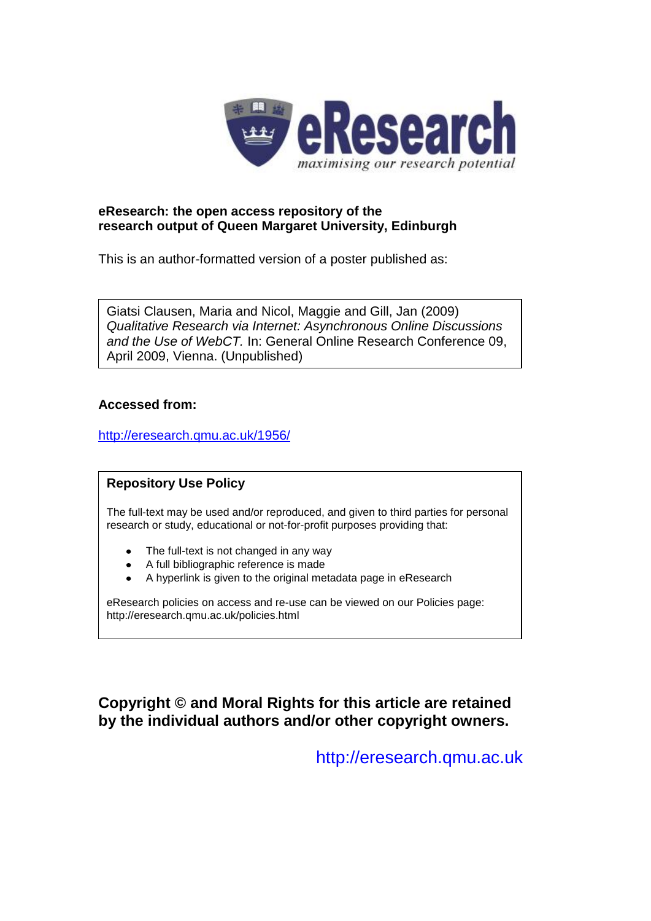eResearch
*maximising our research potential*

**eResearch: the open access repository of the research output of Queen Margaret University, Edinburgh**

This is an author-formatted version of a poster published as:

Giatsi Clausen, Maria and Nicol, Maggie and Gill, Jan (2009) *Qualitative Research via Internet: Asynchronous Online Discussions and the Use of WebCT.* In: General Online Research Conference 09, April 2009, Vienna. (Unpublished)

**Accessed from:**

http://eresearch.qmu.ac.uk/1956/

**Repository Use Policy**

The full-text may be used and/or reproduced, and given to third parties for personal research or study, educational or not-for-profit purposes providing that:

- The full-text is not changed in any way
- A full bibliographic reference is made
- A hyperlink is given to the original metadata page in eResearch

eResearch policies on access and re-use can be viewed on our Policies page: http://eresearch.qmu.ac.uk/policies.html

**Copyright © and Moral Rights for this article are retained by the individual authors and/or other copyright owners.**

http://eresearch.qmu.ac.uk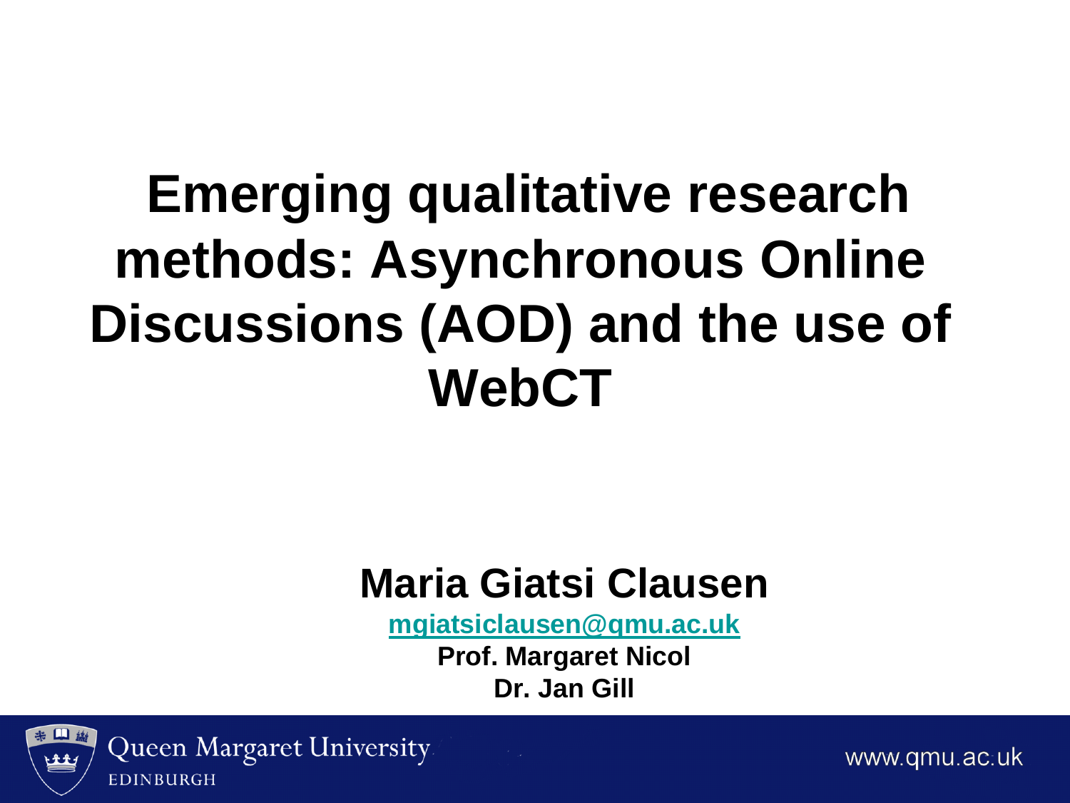# Emerging qualitative research methods: Asynchronous Online Discussions (AOD) and the use of WebCT

**Maria Giatsi Clausen**

**mgiatsiclausen@qmu.ac.uk**

**Prof. Margaret Nicol**

**Dr. Jan Gill**

Queen Margaret University
EDINBURGH

www.qmu.ac.uk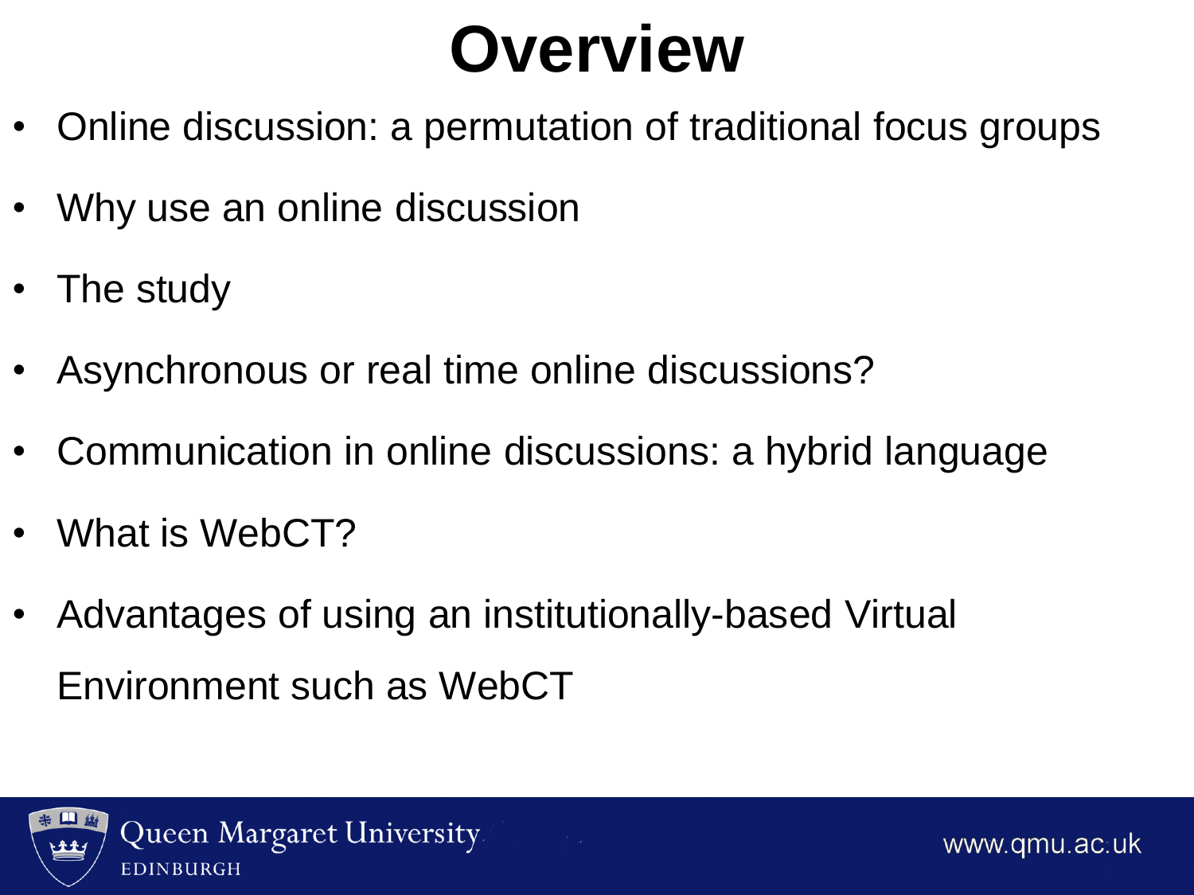# Overview

- Online discussion: a permutation of traditional focus groups
- Why use an online discussion
- The study
- Asynchronous or real time online discussions?
- Communication in online discussions: a hybrid language
- What is WebCT?
- Advantages of using an institutionally-based Virtual Environment such as WebCT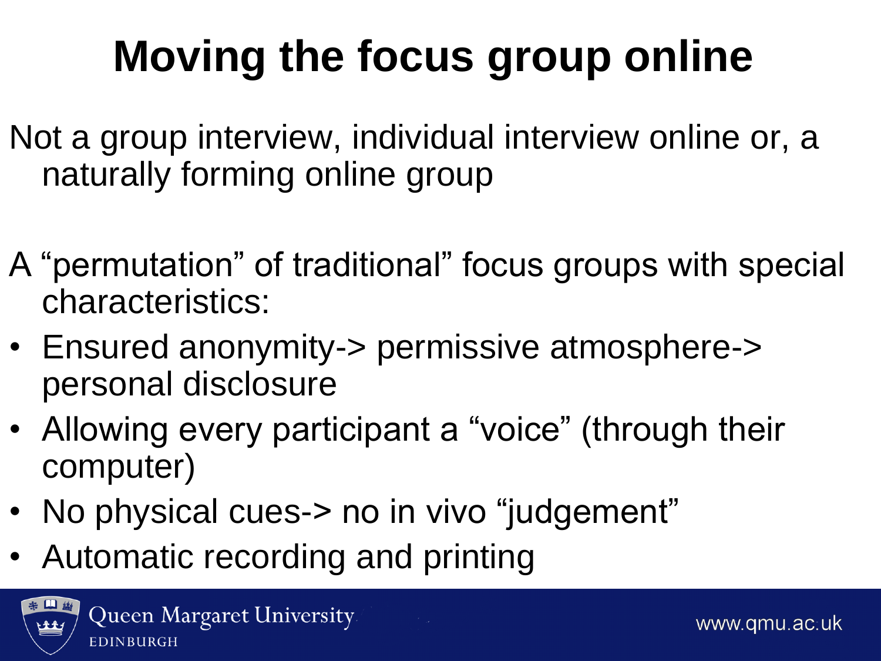# Moving the focus group online

Not a group interview, individual interview online or, a naturally forming online group

A “permutation” of traditional” focus groups with special characteristics:

- Ensured anonymity-> permissive atmosphere-> personal disclosure
- Allowing every participant a “voice” (through their computer)
- No physical cues-> no in vivo “judgement”
- Automatic recording and printing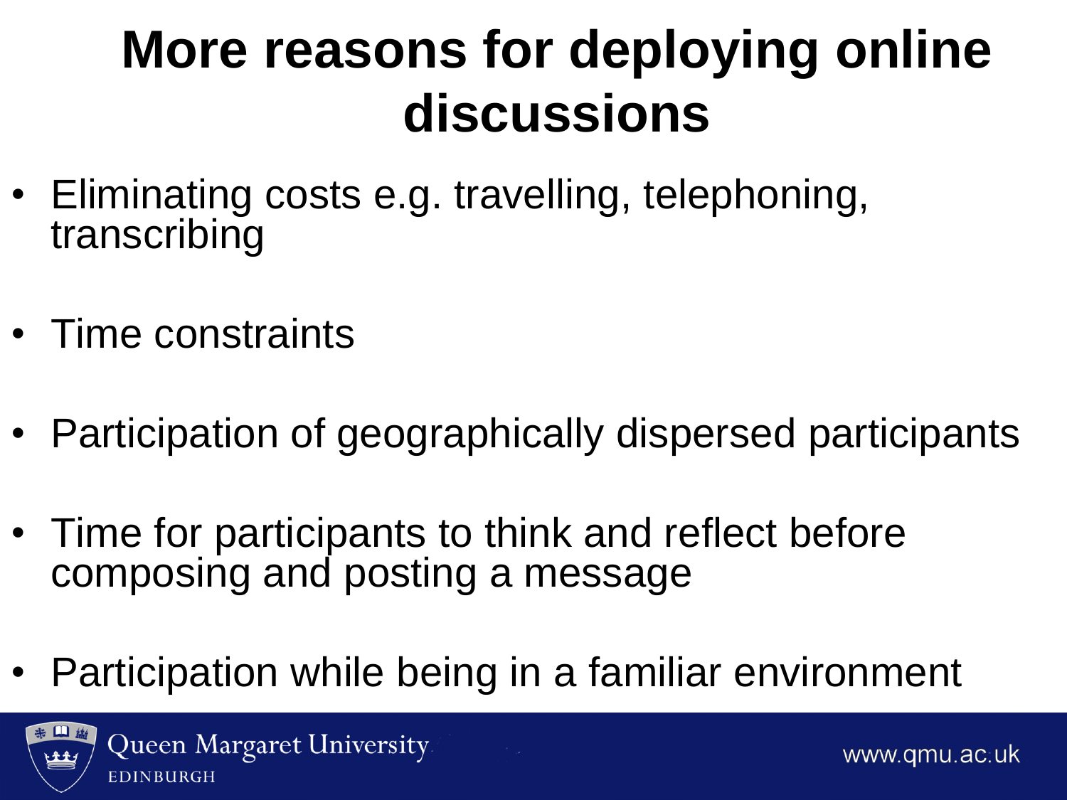# More reasons for deploying online discussions

- Eliminating costs e.g. travelling, telephoning, transcribing
- Time constraints
- Participation of geographically dispersed participants
- Time for participants to think and reflect before composing and posting a message
- Participation while being in a familiar environment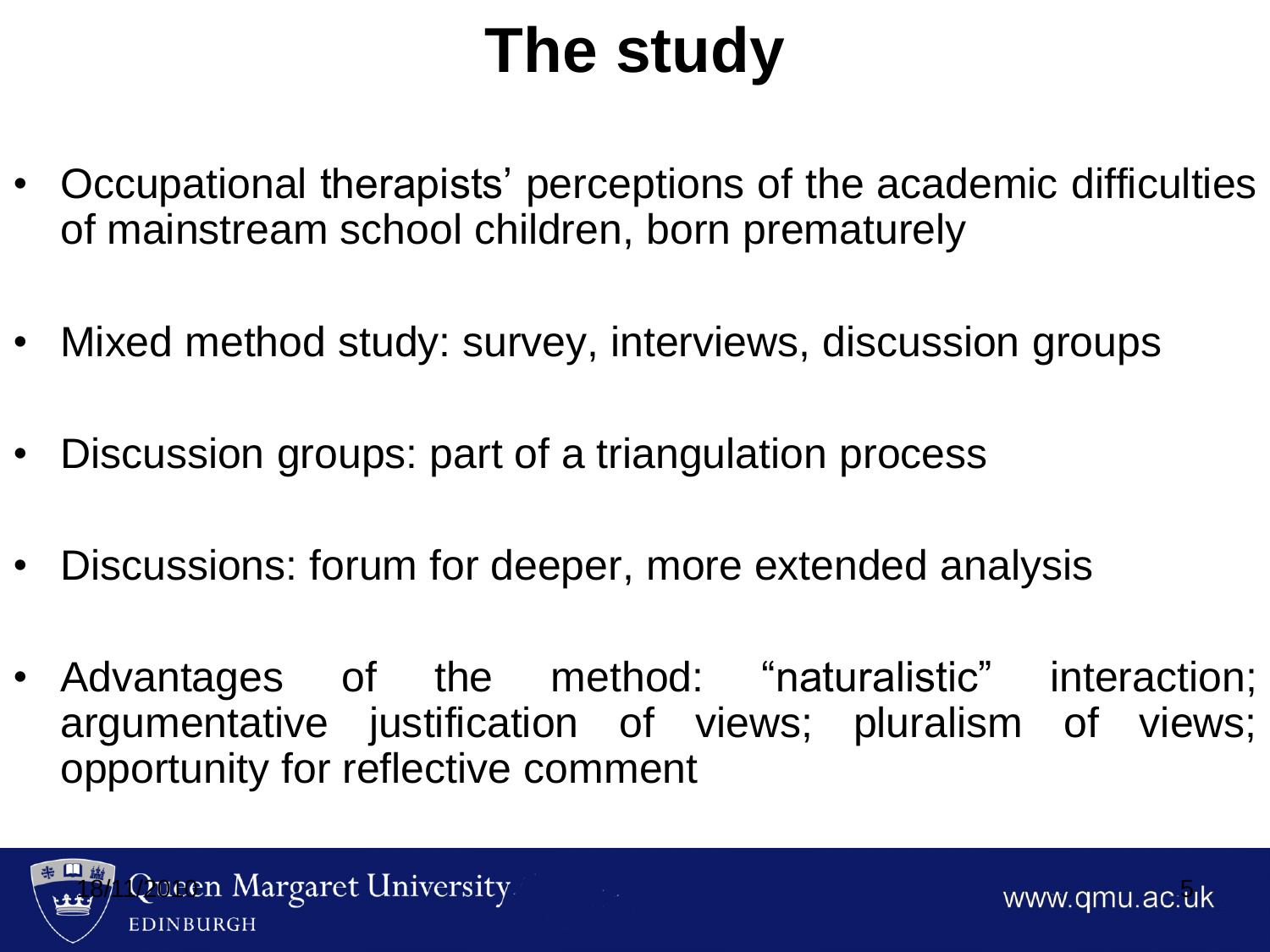# The study

- Occupational therapists' perceptions of the academic difficulties of mainstream school children, born prematurely
- Mixed method study: survey, interviews, discussion groups
- Discussion groups: part of a triangulation process
- Discussions: forum for deeper, more extended analysis
- Advantages of the method: "naturalistic" interaction; argumentative justification of views; pluralism of views; opportunity for reflective comment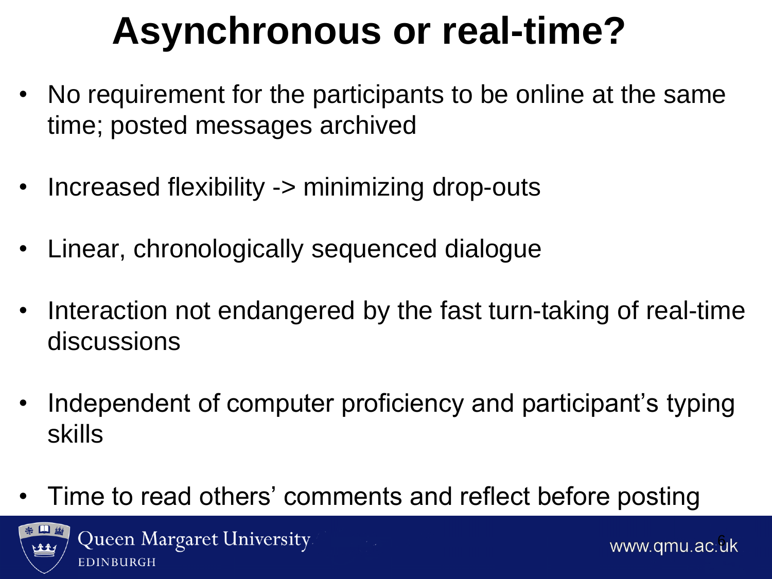# Asynchronous or real-time?

- No requirement for the participants to be online at the same time; posted messages archived
- Increased flexibility -> minimizing drop-outs
- Linear, chronologically sequenced dialogue
- Interaction not endangered by the fast turn-taking of real-time discussions
- Independent of computer proficiency and participant's typing skills
- Time to read others' comments and reflect before posting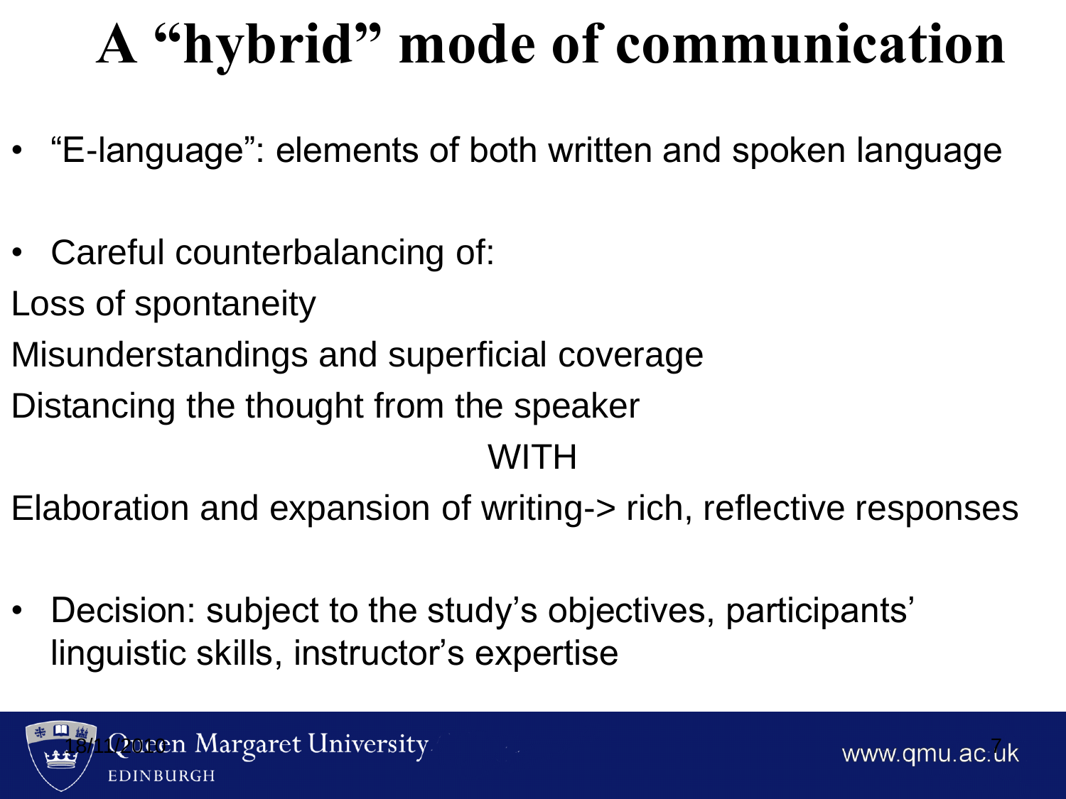# A "hybrid" mode of communication

- "E-language": elements of both written and spoken language

- Careful counterbalancing of:

Loss of spontaneity

Misunderstandings and superficial coverage

Distancing the thought from the speaker

WITH

Elaboration and expansion of writing-> rich, reflective responses

- Decision: subject to the study's objectives, participants' linguistic skills, instructor's expertise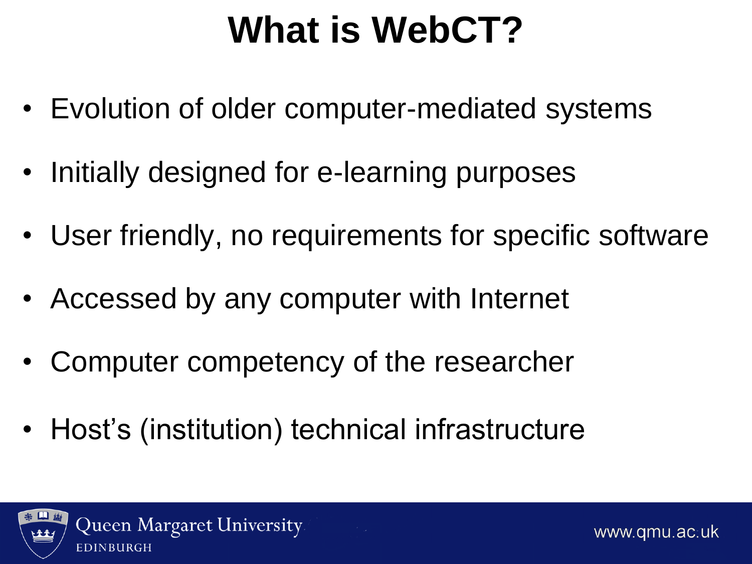# What is WebCT?

- Evolution of older computer-mediated systems
- Initially designed for e-learning purposes
- User friendly, no requirements for specific software
- Accessed by any computer with Internet
- Computer competency of the researcher
- Host's (institution) technical infrastructure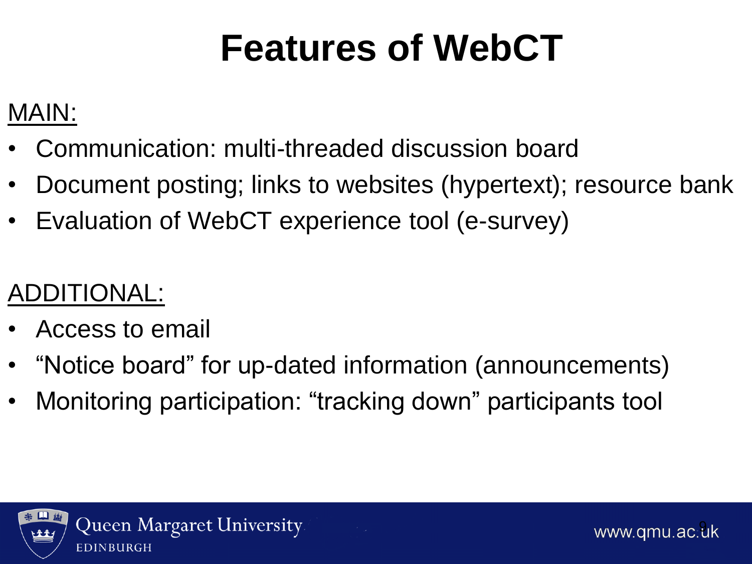# Features of WebCT

MAIN:

- Communication: multi-threaded discussion board
- Document posting; links to websites (hypertext); resource bank
- Evaluation of WebCT experience tool (e-survey)

ADDITIONAL:

- Access to email
- “Notice board” for up-dated information (announcements)
- Monitoring participation: “tracking down” participants tool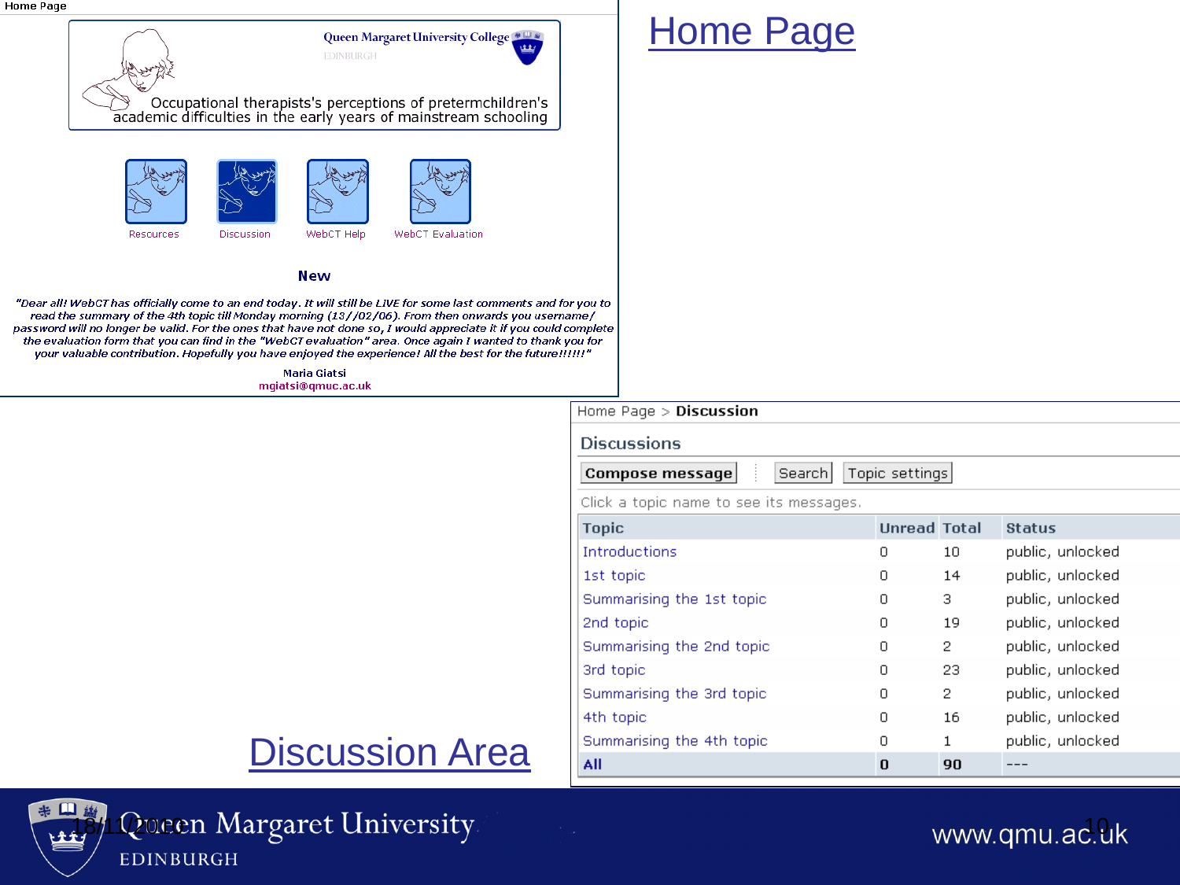# Home Page

Home Page

Queen Margaret University College

EDINBURGH

Occupational therapists's perceptions of pretermchildren's academic difficulties in the early years of mainstream schooling

Resources | Discussion | WebCT Help | WebCT Evaluation

**New**

*"Dear all! WebCT has officially come to an end today. It will still be LIVE for some last comments and for you to read the summary of the 4th topic till Monday morning (13//02/06). From then onwards you username/ password will no longer be valid. For the ones that have not done so, I would appreciate it if you could complete the evaluation form that you can find in the "WebCT evaluation" area. Once again I wanted to thank you for your valuable contribution. Hopefully you have enjoyed the experience! All the best for the future!!!!!!"*

Maria Giatsi
mgiatsi@qmuc.ac.uk

# Discussion Area

Home Page > **Discussion**

Discussions

Compose message | Search | Topic settings

Click a topic name to see its messages.

| Topic | Unread | Total | Status |
|---|---|---|---|
| Introductions | 0 | 10 | public, unlocked |
| 1st topic | 0 | 14 | public, unlocked |
| Summarising the 1st topic | 0 | 3 | public, unlocked |
| 2nd topic | 0 | 19 | public, unlocked |
| Summarising the 2nd topic | 0 | 2 | public, unlocked |
| 3rd topic | 0 | 23 | public, unlocked |
| Summarising the 3rd topic | 0 | 2 | public, unlocked |
| 4th topic | 0 | 16 | public, unlocked |
| Summarising the 4th topic | 0 | 1 | public, unlocked |
| **All** | **0** | **90** | --- |

18/11/2010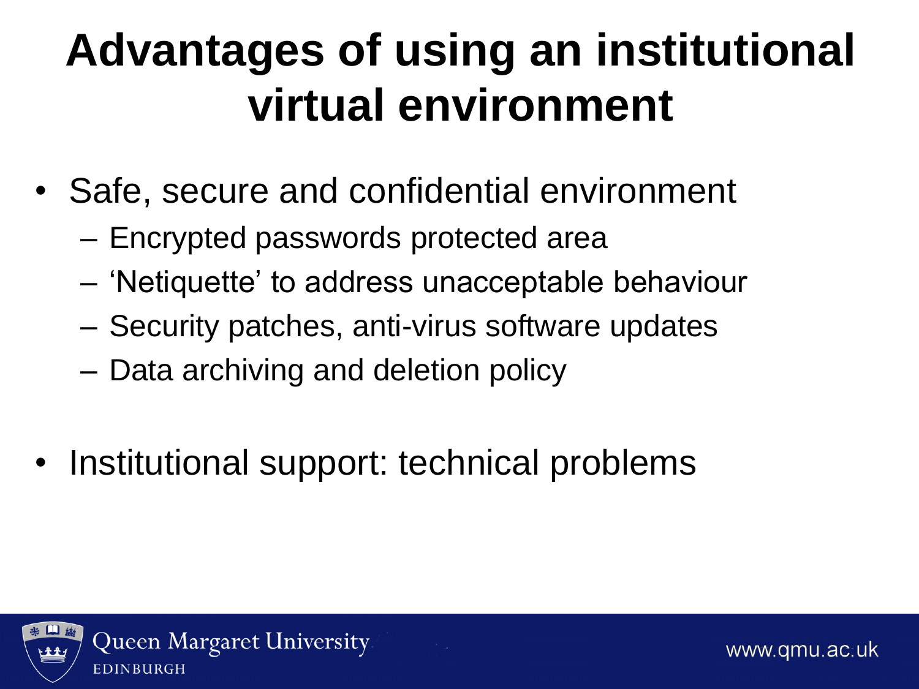# Advantages of using an institutional virtual environment

- Safe, secure and confidential environment
  - Encrypted passwords protected area
  - 'Netiquette' to address unacceptable behaviour
  - Security patches, anti-virus software updates
  - Data archiving and deletion policy
- Institutional support: technical problems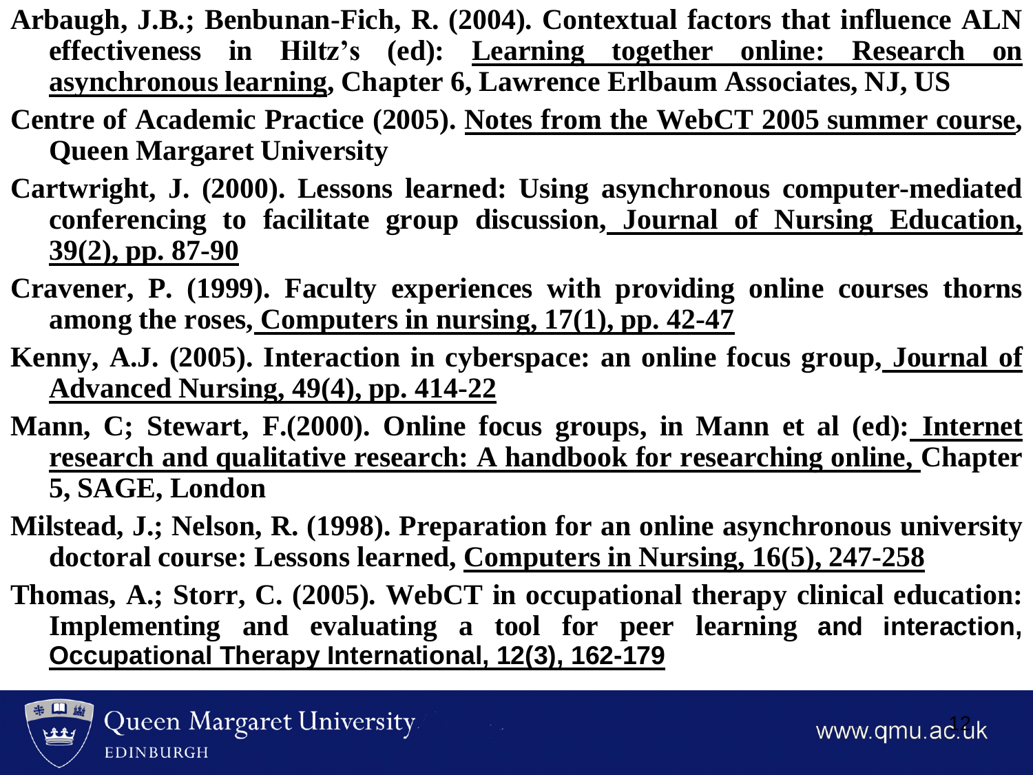**Arbaugh, J.B.; Benbunan-Fich, R. (2004). Contextual factors that influence ALN effectiveness in Hiltz's (ed): Learning together online: Research on asynchronous learning, Chapter 6, Lawrence Erlbaum Associates, NJ, US**

**Centre of Academic Practice (2005). Notes from the WebCT 2005 summer course, Queen Margaret University**

**Cartwright, J. (2000). Lessons learned: Using asynchronous computer-mediated conferencing to facilitate group discussion, Journal of Nursing Education, 39(2), pp. 87-90**

**Cravener, P. (1999). Faculty experiences with providing online courses thorns among the roses, Computers in nursing, 17(1), pp. 42-47**

**Kenny, A.J. (2005). Interaction in cyberspace: an online focus group, Journal of Advanced Nursing, 49(4), pp. 414-22**

**Mann, C; Stewart, F.(2000). Online focus groups, in Mann et al (ed): Internet research and qualitative research: A handbook for researching online, Chapter 5, SAGE, London**

**Milstead, J.; Nelson, R. (1998). Preparation for an online asynchronous university doctoral course: Lessons learned, Computers in Nursing, 16(5), 247-258**

**Thomas, A.; Storr, C. (2005). WebCT in occupational therapy clinical education: Implementing and evaluating a tool for peer learning and interaction, Occupational Therapy International, 12(3), 162-179**